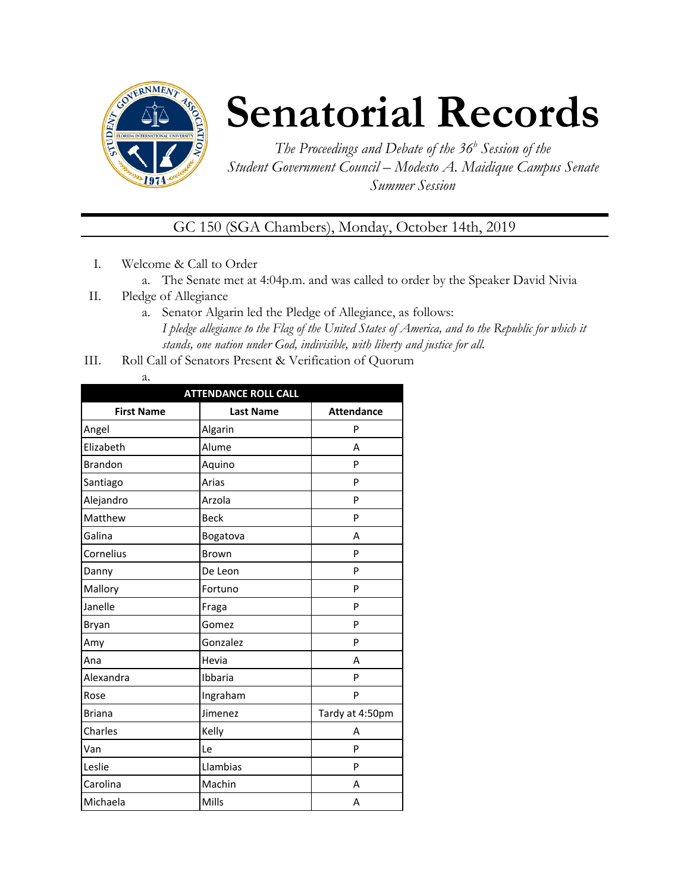# Senatorial Records

*The Proceedings and Debate of the 36<sup>b</sup> Session of the Student Government Council – Modesto A. Maidique Campus Senate Summer Session*

GC 150 (SGA Chambers), Monday, October 14th, 2019

I. Welcome & Call to Order
   a. The Senate met at 4:04p.m. and was called to order by the Speaker David Nivia

II. Pledge of Allegiance
   a. Senator Algarin led the Pledge of Allegiance, as follows:
   *I pledge allegiance to the Flag of the United States of America, and to the Republic for which it stands, one nation under God, indivisible, with liberty and justice for all.*

III. Roll Call of Senators Present & Verification of Quorum
   a.

| ATTENDANCE ROLL CALL | | |
|---|---|---|
| **First Name** | **Last Name** | **Attendance** |
| Angel | Algarin | P |
| Elizabeth | Alume | A |
| Brandon | Aquino | P |
| Santiago | Arias | P |
| Alejandro | Arzola | P |
| Matthew | Beck | P |
| Galina | Bogatova | A |
| Cornelius | Brown | P |
| Danny | De Leon | P |
| Mallory | Fortuno | P |
| Janelle | Fraga | P |
| Bryan | Gomez | P |
| Amy | Gonzalez | P |
| Ana | Hevia | A |
| Alexandra | Ibbaria | P |
| Rose | Ingraham | P |
| Briana | Jimenez | Tardy at 4:50pm |
| Charles | Kelly | A |
| Van | Le | P |
| Leslie | Llambias | P |
| Carolina | Machin | A |
| Michaela | Mills | A |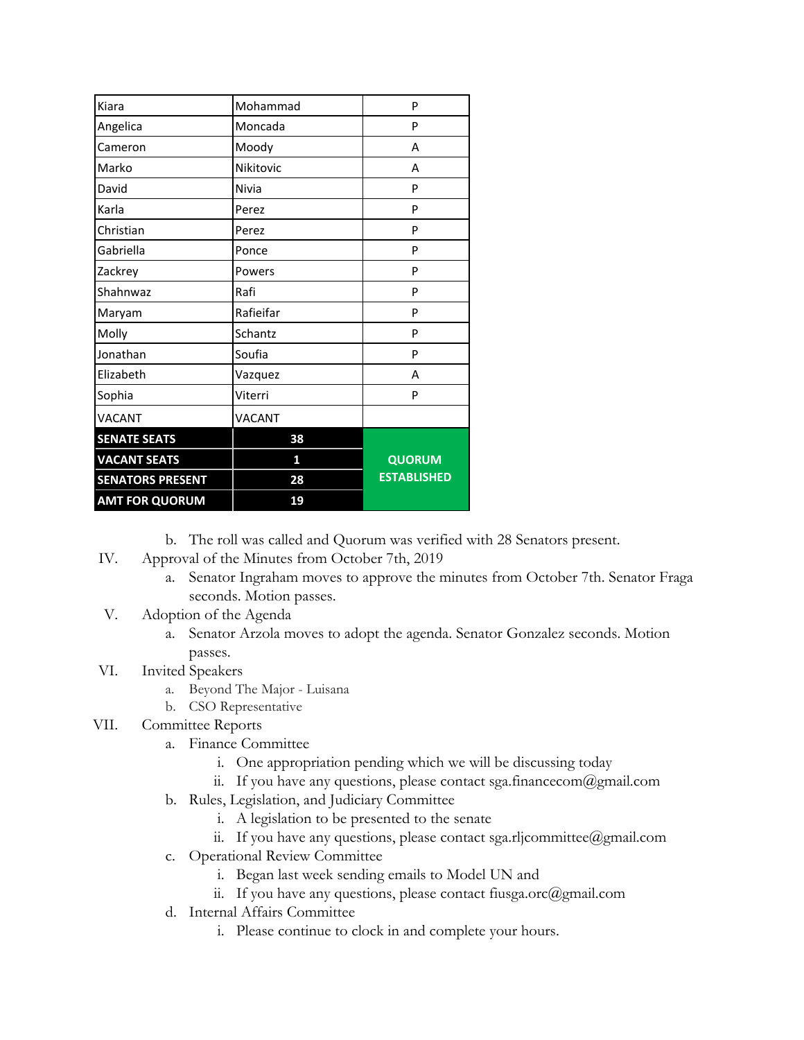| Kiara | Mohammad | P |
|---|---|---|
| Angelica | Moncada | P |
| Cameron | Moody | A |
| Marko | Nikitovic | A |
| David | Nivia | P |
| Karla | Perez | P |
| Christian | Perez | P |
| Gabriella | Ponce | P |
| Zackrey | Powers | P |
| Shahnwaz | Rafi | P |
| Maryam | Rafieifar | P |
| Molly | Schantz | P |
| Jonathan | Soufia | P |
| Elizabeth | Vazquez | A |
| Sophia | Viterri | P |
| VACANT | VACANT | |
| **SENATE SEATS** | **38** | **QUORUM ESTABLISHED** |
| **VACANT SEATS** | **1** | |
| **SENATORS PRESENT** | **28** | |
| **AMT FOR QUORUM** | **19** | |

b. The roll was called and Quorum was verified with 28 Senators present.

IV. Approval of the Minutes from October 7th, 2019
   a. Senator Ingraham moves to approve the minutes from October 7th. Senator Fraga seconds. Motion passes.

V. Adoption of the Agenda
   a. Senator Arzola moves to adopt the agenda. Senator Gonzalez seconds. Motion passes.

VI. Invited Speakers
   a. Beyond The Major - Luisana
   b. CSO Representative

VII. Committee Reports
   a. Finance Committee
      i. One appropriation pending which we will be discussing today
      ii. If you have any questions, please contact sga.financecom@gmail.com
   b. Rules, Legislation, and Judiciary Committee
      i. A legislation to be presented to the senate
      ii. If you have any questions, please contact sga.rljcommittee@gmail.com
   c. Operational Review Committee
      i. Began last week sending emails to Model UN and
      ii. If you have any questions, please contact fiusga.orc@gmail.com
   d. Internal Affairs Committee
      i. Please continue to clock in and complete your hours.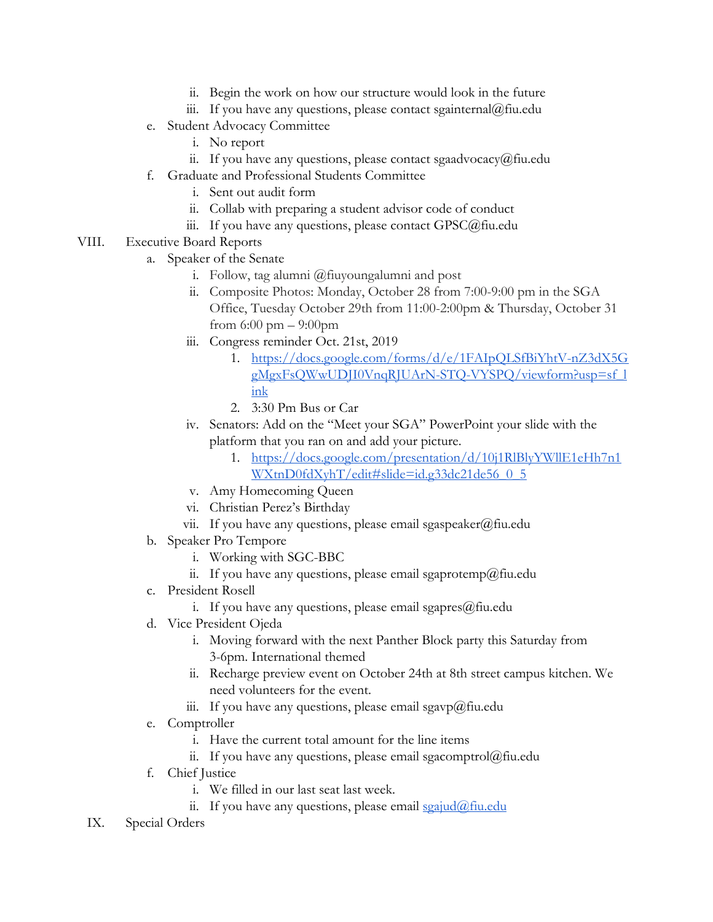- ii. Begin the work on how our structure would look in the future
   - iii. If you have any questions, please contact sgainternal@fiu.edu
- e. Student Advocacy Committee
   - i. No report
   - ii. If you have any questions, please contact sgaadvocacy@fiu.edu
- f. Graduate and Professional Students Committee
   - i. Sent out audit form
   - ii. Collab with preparing a student advisor code of conduct
   - iii. If you have any questions, please contact GPSC@fiu.edu

VIII. Executive Board Reports

- a. Speaker of the Senate
   - i. Follow, tag alumni @fiuyoungalumni and post
   - ii. Composite Photos: Monday, October 28 from 7:00-9:00 pm in the SGA Office, Tuesday October 29th from 11:00-2:00pm & Thursday, October 31 from 6:00 pm – 9:00pm
   - iii. Congress reminder Oct. 21st, 2019
      1. [https://docs.google.com/forms/d/e/1FAIpQLSfBiYhtV-nZ3dX5GgMgxFsQWwUDJI0VnqRJUArN-STQ-VYSPQ/viewform?usp=sf_link](https://docs.google.com/forms/d/e/1FAIpQLSfBiYhtV-nZ3dX5GgMgxFsQWwUDJI0VnqRJUArN-STQ-VYSPQ/viewform?usp=sf_link)
      2. 3:30 Pm Bus or Car
   - iv. Senators: Add on the "Meet your SGA" PowerPoint your slide with the platform that you ran on and add your picture.
      1. [https://docs.google.com/presentation/d/10j1RlBlyYWllE1eHh7n1WXtnD0fdXyhT/edit#slide=id.g33dc21de56_0_5](https://docs.google.com/presentation/d/10j1RlBlyYWllE1eHh7n1WXtnD0fdXyhT/edit#slide=id.g33dc21de56_0_5)
   - v. Amy Homecoming Queen
   - vi. Christian Perez's Birthday
   - vii. If you have any questions, please email sgaspeaker@fiu.edu
- b. Speaker Pro Tempore
   - i. Working with SGC-BBC
   - ii. If you have any questions, please email sgaprotemp@fiu.edu
- c. President Rosell
   - i. If you have any questions, please email sgapres@fiu.edu
- d. Vice President Ojeda
   - i. Moving forward with the next Panther Block party this Saturday from 3-6pm. International themed
   - ii. Recharge preview event on October 24th at 8th street campus kitchen. We need volunteers for the event.
   - iii. If you have any questions, please email sgavp@fiu.edu
- e. Comptroller
   - i. Have the current total amount for the line items
   - ii. If you have any questions, please email sgacomptrol@fiu.edu
- f. Chief Justice
   - i. We filled in our last seat last week.
   - ii. If you have any questions, please email [sgajud@fiu.edu](mailto:sgajud@fiu.edu)

IX. Special Orders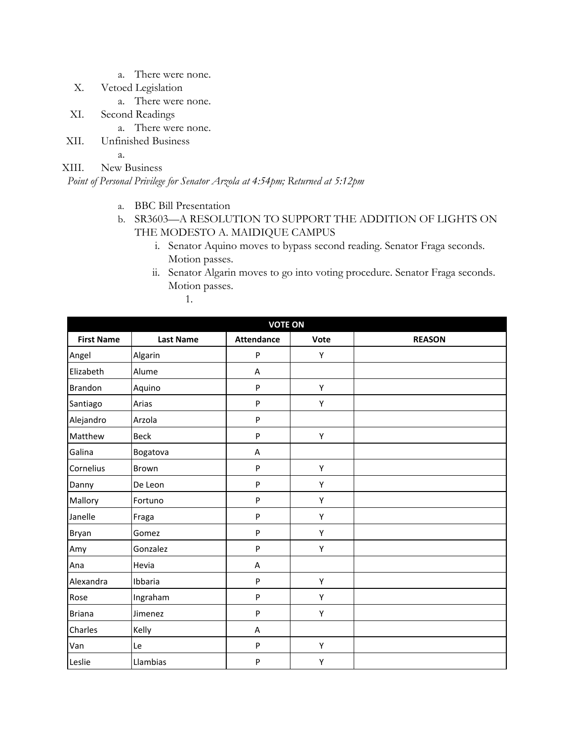a. There were none.

X. Vetoed Legislation
   a. There were none.

XI. Second Readings
   a. There were none.

XII. Unfinished Business
   a.

XIII. New Business

*Point of Personal Privilege for Senator Arzola at 4:54pm; Returned at 5:12pm*

   a. BBC Bill Presentation
   b. SR3603—A RESOLUTION TO SUPPORT THE ADDITION OF LIGHTS ON THE MODESTO A. MAIDIQUE CAMPUS
      i. Senator Aquino moves to bypass second reading. Senator Fraga seconds. Motion passes.
      ii. Senator Algarin moves to go into voting procedure. Senator Fraga seconds. Motion passes.
         1.

| VOTE ON | | | | |
|---|---|---|---|---|
| **First Name** | **Last Name** | **Attendance** | **Vote** | **REASON** |
| Angel | Algarin | P | Y | |
| Elizabeth | Alume | A | | |
| Brandon | Aquino | P | Y | |
| Santiago | Arias | P | Y | |
| Alejandro | Arzola | P | | |
| Matthew | Beck | P | Y | |
| Galina | Bogatova | A | | |
| Cornelius | Brown | P | Y | |
| Danny | De Leon | P | Y | |
| Mallory | Fortuno | P | Y | |
| Janelle | Fraga | P | Y | |
| Bryan | Gomez | P | Y | |
| Amy | Gonzalez | P | Y | |
| Ana | Hevia | A | | |
| Alexandra | Ibbaria | P | Y | |
| Rose | Ingraham | P | Y | |
| Briana | Jimenez | P | Y | |
| Charles | Kelly | A | | |
| Van | Le | P | Y | |
| Leslie | Llambias | P | Y | |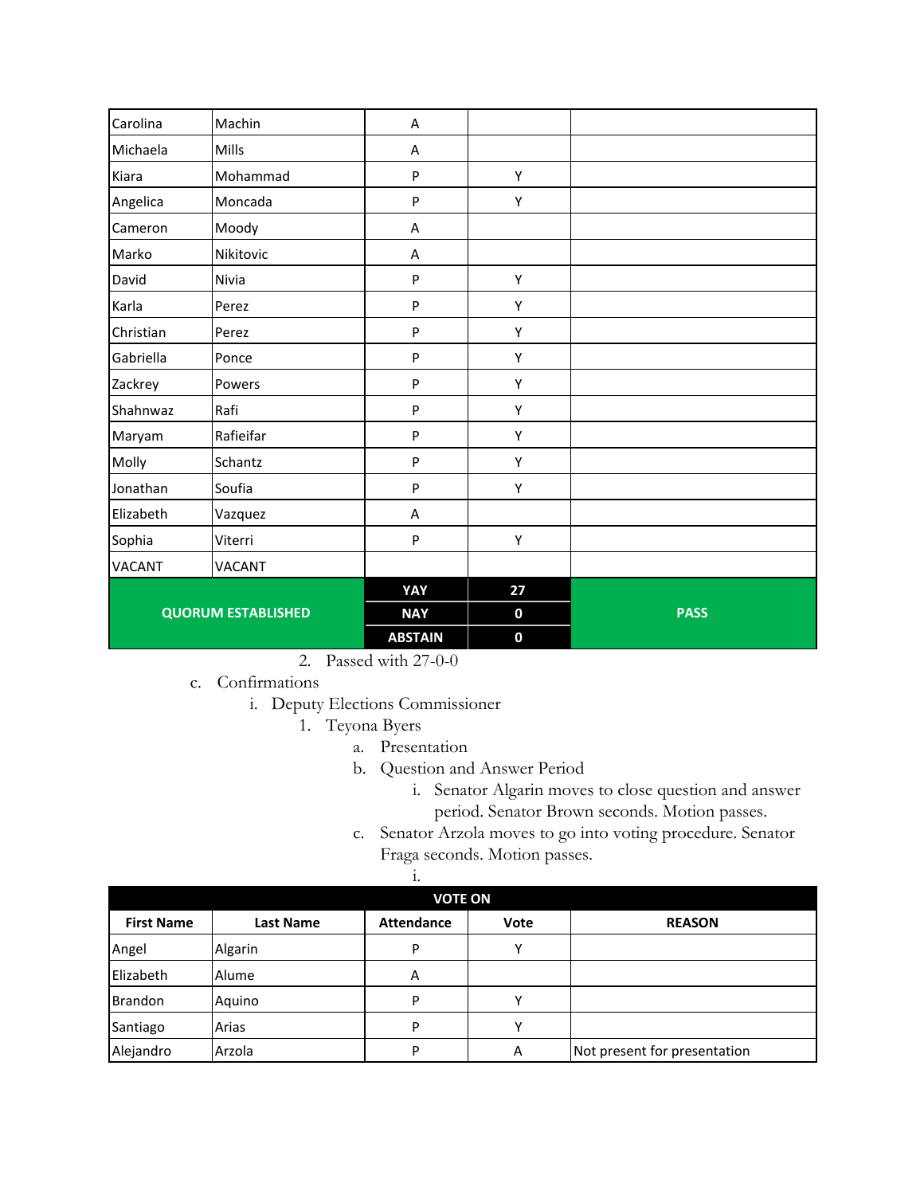| Carolina | Machin | A | | |
|---|---|---|---|---|
| Michaela | Mills | A | | |
| Kiara | Mohammad | P | Y | |
| Angelica | Moncada | P | Y | |
| Cameron | Moody | A | | |
| Marko | Nikitovic | A | | |
| David | Nivia | P | Y | |
| Karla | Perez | P | Y | |
| Christian | Perez | P | Y | |
| Gabriella | Ponce | P | Y | |
| Zackrey | Powers | P | Y | |
| Shahnwaz | Rafi | P | Y | |
| Maryam | Rafieifar | P | Y | |
| Molly | Schantz | P | Y | |
| Jonathan | Soufia | P | Y | |
| Elizabeth | Vazquez | A | | |
| Sophia | Viterri | P | Y | |
| VACANT | VACANT | | | |
| **QUORUM ESTABLISHED** | | **YAY** | **27** | **PASS** |
| | | **NAY** | **0** | |
| | | **ABSTAIN** | **0** | |

2. Passed with 27-0-0

c. Confirmations
   i. Deputy Elections Commissioner
      1. Teyona Byers
         a. Presentation
         b. Question and Answer Period
            i. Senator Algarin moves to close question and answer period. Senator Brown seconds. Motion passes.
         c. Senator Arzola moves to go into voting procedure. Senator Fraga seconds. Motion passes.
            i.

| **VOTE ON** | | | | |
|---|---|---|---|---|
| **First Name** | **Last Name** | **Attendance** | **Vote** | **REASON** |
| Angel | Algarin | P | Y | |
| Elizabeth | Alume | A | | |
| Brandon | Aquino | P | Y | |
| Santiago | Arias | P | Y | |
| Alejandro | Arzola | P | A | Not present for presentation |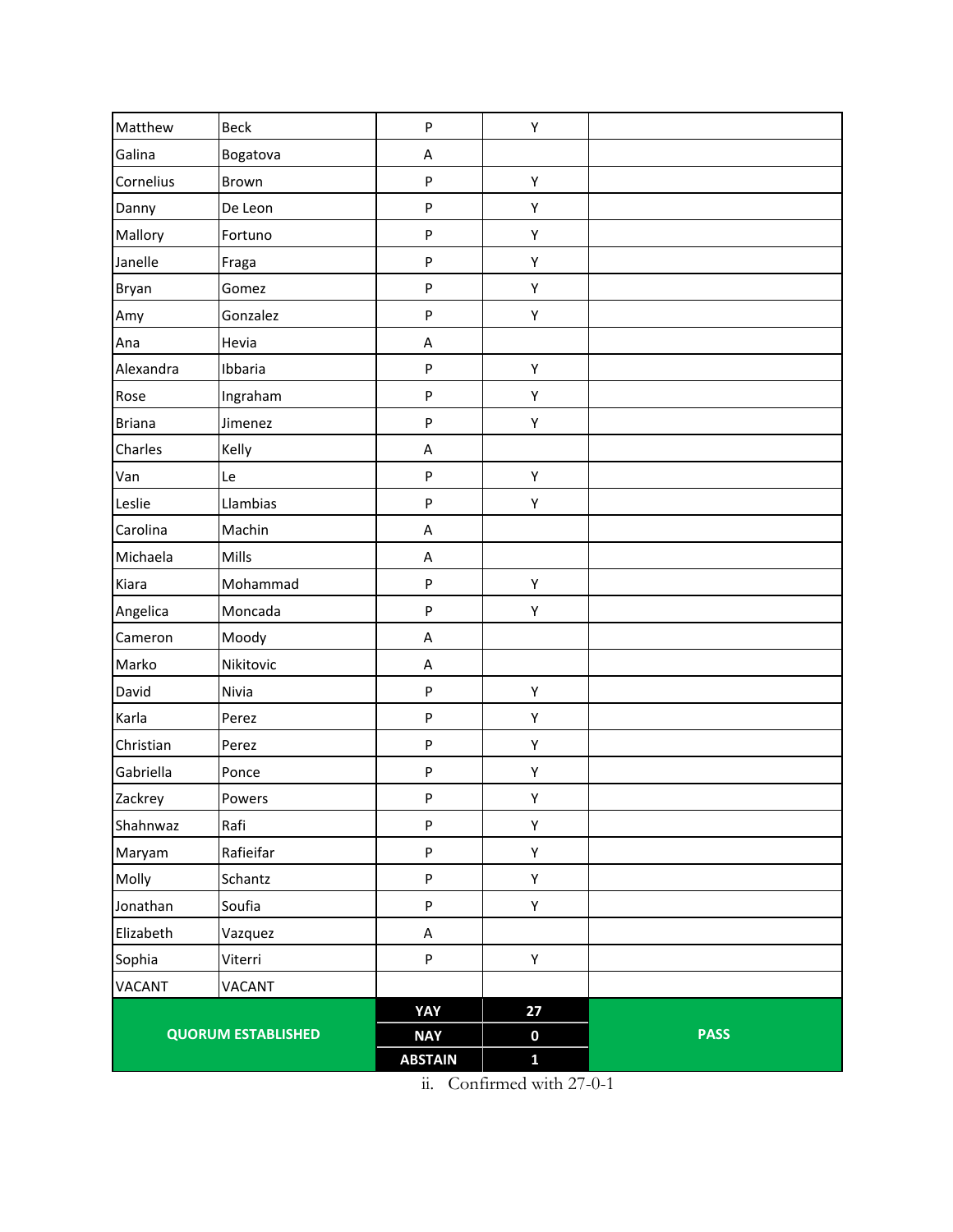| Matthew | Beck | P | Y | |
|---|---|---|---|---|
| Galina | Bogatova | A | | |
| Cornelius | Brown | P | Y | |
| Danny | De Leon | P | Y | |
| Mallory | Fortuno | P | Y | |
| Janelle | Fraga | P | Y | |
| Bryan | Gomez | P | Y | |
| Amy | Gonzalez | P | Y | |
| Ana | Hevia | A | | |
| Alexandra | Ibbaria | P | Y | |
| Rose | Ingraham | P | Y | |
| Briana | Jimenez | P | Y | |
| Charles | Kelly | A | | |
| Van | Le | P | Y | |
| Leslie | Llambias | P | Y | |
| Carolina | Machin | A | | |
| Michaela | Mills | A | | |
| Kiara | Mohammad | P | Y | |
| Angelica | Moncada | P | Y | |
| Cameron | Moody | A | | |
| Marko | Nikitovic | A | | |
| David | Nivia | P | Y | |
| Karla | Perez | P | Y | |
| Christian | Perez | P | Y | |
| Gabriella | Ponce | P | Y | |
| Zackrey | Powers | P | Y | |
| Shahnwaz | Rafi | P | Y | |
| Maryam | Rafieifar | P | Y | |
| Molly | Schantz | P | Y | |
| Jonathan | Soufia | P | Y | |
| Elizabeth | Vazquez | A | | |
| Sophia | Viterri | P | Y | |
| VACANT | VACANT | | | |
| **QUORUM ESTABLISHED** | | **YAY** | **27** | **PASS** |
| | | **NAY** | **0** | |
| | | **ABSTAIN** | **1** | |

ii. Confirmed with 27-0-1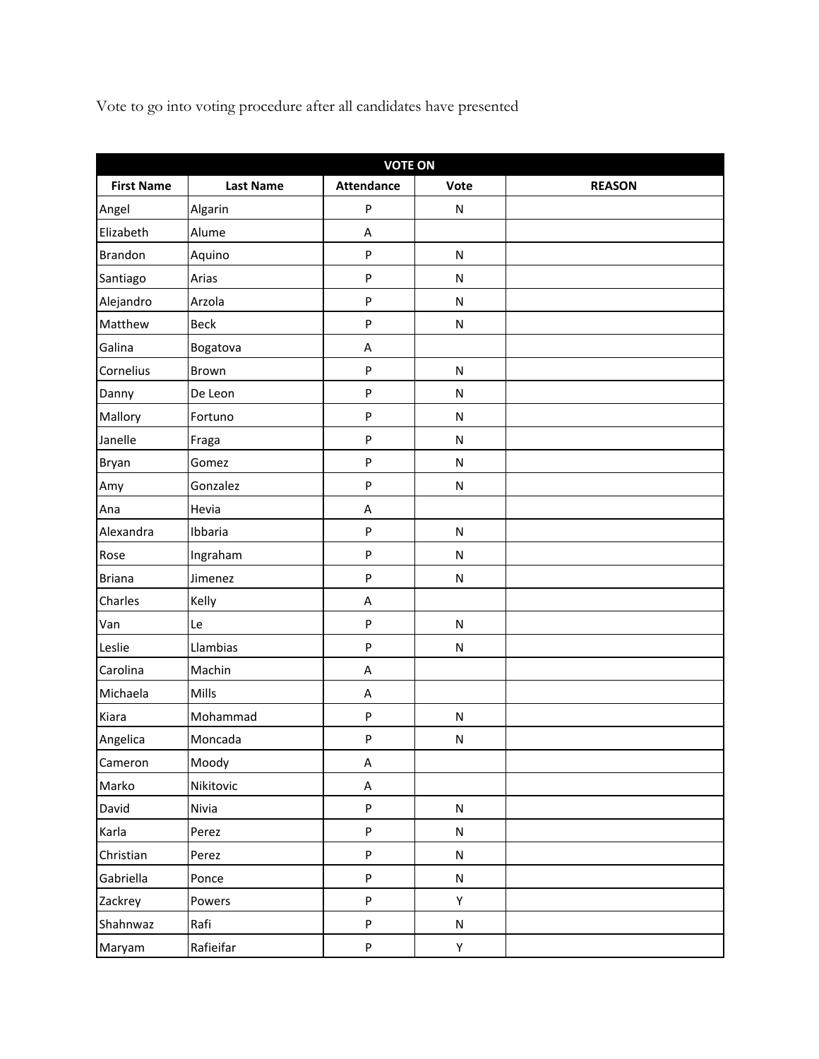Vote to go into voting procedure after all candidates have presented

| VOTE ON | | | | |
|---|---|---|---|---|
| **First Name** | **Last Name** | **Attendance** | **Vote** | **REASON** |
| Angel | Algarin | P | N | |
| Elizabeth | Alume | A | | |
| Brandon | Aquino | P | N | |
| Santiago | Arias | P | N | |
| Alejandro | Arzola | P | N | |
| Matthew | Beck | P | N | |
| Galina | Bogatova | A | | |
| Cornelius | Brown | P | N | |
| Danny | De Leon | P | N | |
| Mallory | Fortuno | P | N | |
| Janelle | Fraga | P | N | |
| Bryan | Gomez | P | N | |
| Amy | Gonzalez | P | N | |
| Ana | Hevia | A | | |
| Alexandra | Ibbaria | P | N | |
| Rose | Ingraham | P | N | |
| Briana | Jimenez | P | N | |
| Charles | Kelly | A | | |
| Van | Le | P | N | |
| Leslie | Llambias | P | N | |
| Carolina | Machin | A | | |
| Michaela | Mills | A | | |
| Kiara | Mohammad | P | N | |
| Angelica | Moncada | P | N | |
| Cameron | Moody | A | | |
| Marko | Nikitovic | A | | |
| David | Nivia | P | N | |
| Karla | Perez | P | N | |
| Christian | Perez | P | N | |
| Gabriella | Ponce | P | N | |
| Zackrey | Powers | P | Y | |
| Shahnwaz | Rafi | P | N | |
| Maryam | Rafieifar | P | Y | |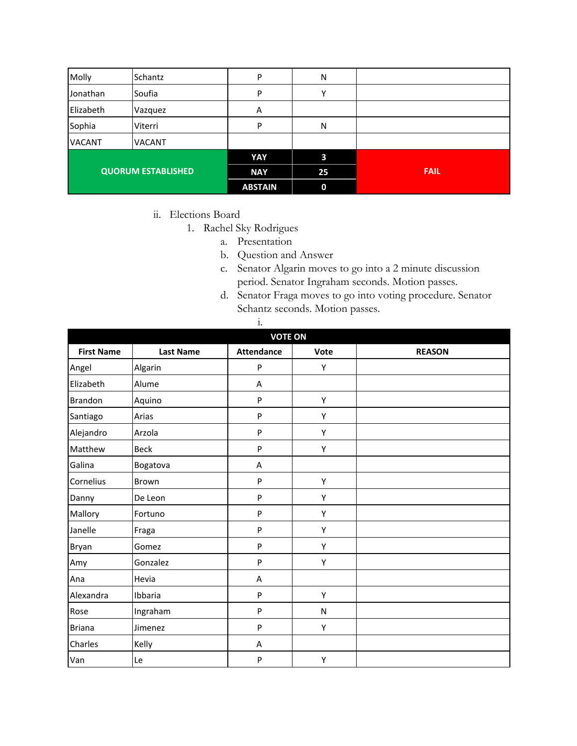| | | | | |
|---|---|---|---|---|
| Molly | Schantz | P | N | |
| Jonathan | Soufia | P | Y | |
| Elizabeth | Vazquez | A | | |
| Sophia | Viterri | P | N | |
| VACANT | VACANT | | | |
| **QUORUM ESTABLISHED** | | **YAY** | **3** | **FAIL** |
| | | **NAY** | **25** | |
| | | **ABSTAIN** | **0** | |

ii. Elections Board

1. Rachel Sky Rodrigues
   a. Presentation
   b. Question and Answer
   c. Senator Algarin moves to go into a 2 minute discussion period. Senator Ingraham seconds. Motion passes.
   d. Senator Fraga moves to go into voting procedure. Senator Schantz seconds. Motion passes.
      i.

| **VOTE ON** | | | | |
|---|---|---|---|---|
| **First Name** | **Last Name** | **Attendance** | **Vote** | **REASON** |
| Angel | Algarin | P | Y | |
| Elizabeth | Alume | A | | |
| Brandon | Aquino | P | Y | |
| Santiago | Arias | P | Y | |
| Alejandro | Arzola | P | Y | |
| Matthew | Beck | P | Y | |
| Galina | Bogatova | A | | |
| Cornelius | Brown | P | Y | |
| Danny | De Leon | P | Y | |
| Mallory | Fortuno | P | Y | |
| Janelle | Fraga | P | Y | |
| Bryan | Gomez | P | Y | |
| Amy | Gonzalez | P | Y | |
| Ana | Hevia | A | | |
| Alexandra | Ibbaria | P | Y | |
| Rose | Ingraham | P | N | |
| Briana | Jimenez | P | Y | |
| Charles | Kelly | A | | |
| Van | Le | P | Y | |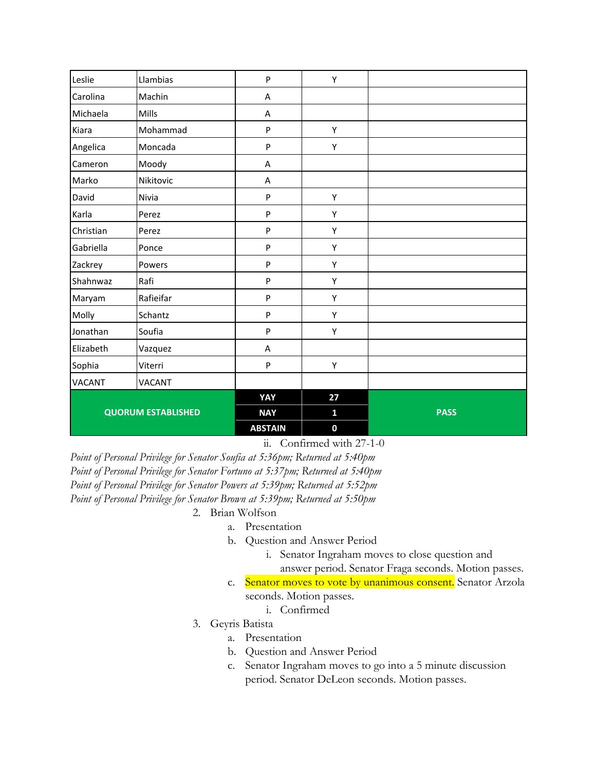| | | | | |
|---|---|---|---|---|
| Leslie | Llambias | P | Y | |
| Carolina | Machin | A | | |
| Michaela | Mills | A | | |
| Kiara | Mohammad | P | Y | |
| Angelica | Moncada | P | Y | |
| Cameron | Moody | A | | |
| Marko | Nikitovic | A | | |
| David | Nivia | P | Y | |
| Karla | Perez | P | Y | |
| Christian | Perez | P | Y | |
| Gabriella | Ponce | P | Y | |
| Zackrey | Powers | P | Y | |
| Shahnwaz | Rafi | P | Y | |
| Maryam | Rafieifar | P | Y | |
| Molly | Schantz | P | Y | |
| Jonathan | Soufia | P | Y | |
| Elizabeth | Vazquez | A | | |
| Sophia | Viterri | P | Y | |
| VACANT | VACANT | | | |
| **QUORUM ESTABLISHED** | | **YAY** | **27** | **PASS** |
| | | **NAY** | **1** | |
| | | **ABSTAIN** | **0** | |

ii. Confirmed with 27-1-0

*Point of Personal Privilege for Senator Soufia at 5:36pm; Returned at 5:40pm*
*Point of Personal Privilege for Senator Fortuno at 5:37pm; Returned at 5:40pm*
*Point of Personal Privilege for Senator Powers at 5:39pm; Returned at 5:52pm*
*Point of Personal Privilege for Senator Brown at 5:39pm; Returned at 5:50pm*

2. Brian Wolfson
    a. Presentation
    b. Question and Answer Period
        i. Senator Ingraham moves to close question and answer period. Senator Fraga seconds. Motion passes.
    c. Senator moves to vote by unanimous consent. Senator Arzola seconds. Motion passes.
        i. Confirmed
3. Geyris Batista
    a. Presentation
    b. Question and Answer Period
    c. Senator Ingraham moves to go into a 5 minute discussion period. Senator DeLeon seconds. Motion passes.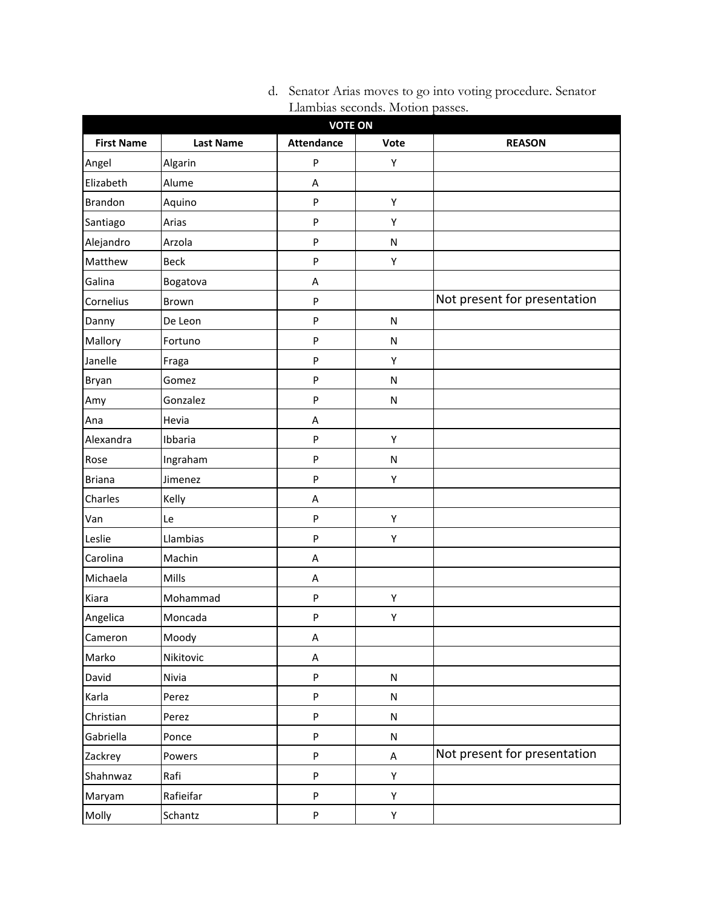d. Senator Arias moves to go into voting procedure. Senator Llambias seconds. Motion passes.

| VOTE ON | | | | |
|---|---|---|---|---|
| **First Name** | **Last Name** | **Attendance** | **Vote** | **REASON** |
| Angel | Algarin | P | Y | |
| Elizabeth | Alume | A | | |
| Brandon | Aquino | P | Y | |
| Santiago | Arias | P | Y | |
| Alejandro | Arzola | P | N | |
| Matthew | Beck | P | Y | |
| Galina | Bogatova | A | | |
| Cornelius | Brown | P | | Not present for presentation |
| Danny | De Leon | P | N | |
| Mallory | Fortuno | P | N | |
| Janelle | Fraga | P | Y | |
| Bryan | Gomez | P | N | |
| Amy | Gonzalez | P | N | |
| Ana | Hevia | A | | |
| Alexandra | Ibbaria | P | Y | |
| Rose | Ingraham | P | N | |
| Briana | Jimenez | P | Y | |
| Charles | Kelly | A | | |
| Van | Le | P | Y | |
| Leslie | Llambias | P | Y | |
| Carolina | Machin | A | | |
| Michaela | Mills | A | | |
| Kiara | Mohammad | P | Y | |
| Angelica | Moncada | P | Y | |
| Cameron | Moody | A | | |
| Marko | Nikitovic | A | | |
| David | Nivia | P | N | |
| Karla | Perez | P | N | |
| Christian | Perez | P | N | |
| Gabriella | Ponce | P | N | |
| Zackrey | Powers | P | A | Not present for presentation |
| Shahnwaz | Rafi | P | Y | |
| Maryam | Rafieifar | P | Y | |
| Molly | Schantz | P | Y | |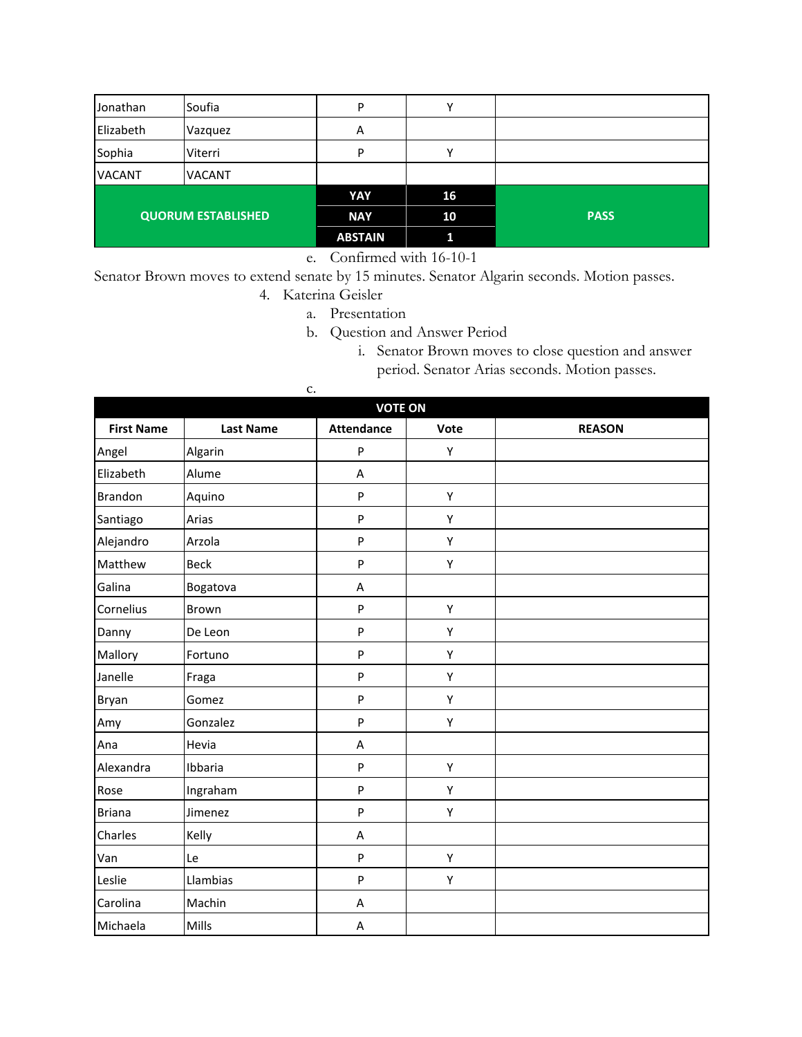| Jonathan | Soufia | P | Y | |
|---|---|---|---|---|
| Elizabeth | Vazquez | A | | |
| Sophia | Viterri | P | Y | |
| VACANT | VACANT | | | |
| **QUORUM ESTABLISHED** | | **YAY** | **16** | **PASS** |
| | | **NAY** | **10** | |
| | | **ABSTAIN** | **1** | |

e. Confirmed with 16-10-1

Senator Brown moves to extend senate by 15 minutes. Senator Algarin seconds. Motion passes.

4. Katerina Geisler
   a. Presentation
   b. Question and Answer Period
      i. Senator Brown moves to close question and answer period. Senator Arias seconds. Motion passes.
   c.

| **VOTE ON** | | | | |
|---|---|---|---|---|
| **First Name** | **Last Name** | **Attendance** | **Vote** | **REASON** |
| Angel | Algarin | P | Y | |
| Elizabeth | Alume | A | | |
| Brandon | Aquino | P | Y | |
| Santiago | Arias | P | Y | |
| Alejandro | Arzola | P | Y | |
| Matthew | Beck | P | Y | |
| Galina | Bogatova | A | | |
| Cornelius | Brown | P | Y | |
| Danny | De Leon | P | Y | |
| Mallory | Fortuno | P | Y | |
| Janelle | Fraga | P | Y | |
| Bryan | Gomez | P | Y | |
| Amy | Gonzalez | P | Y | |
| Ana | Hevia | A | | |
| Alexandra | Ibbaria | P | Y | |
| Rose | Ingraham | P | Y | |
| Briana | Jimenez | P | Y | |
| Charles | Kelly | A | | |
| Van | Le | P | Y | |
| Leslie | Llambias | P | Y | |
| Carolina | Machin | A | | |
| Michaela | Mills | A | | |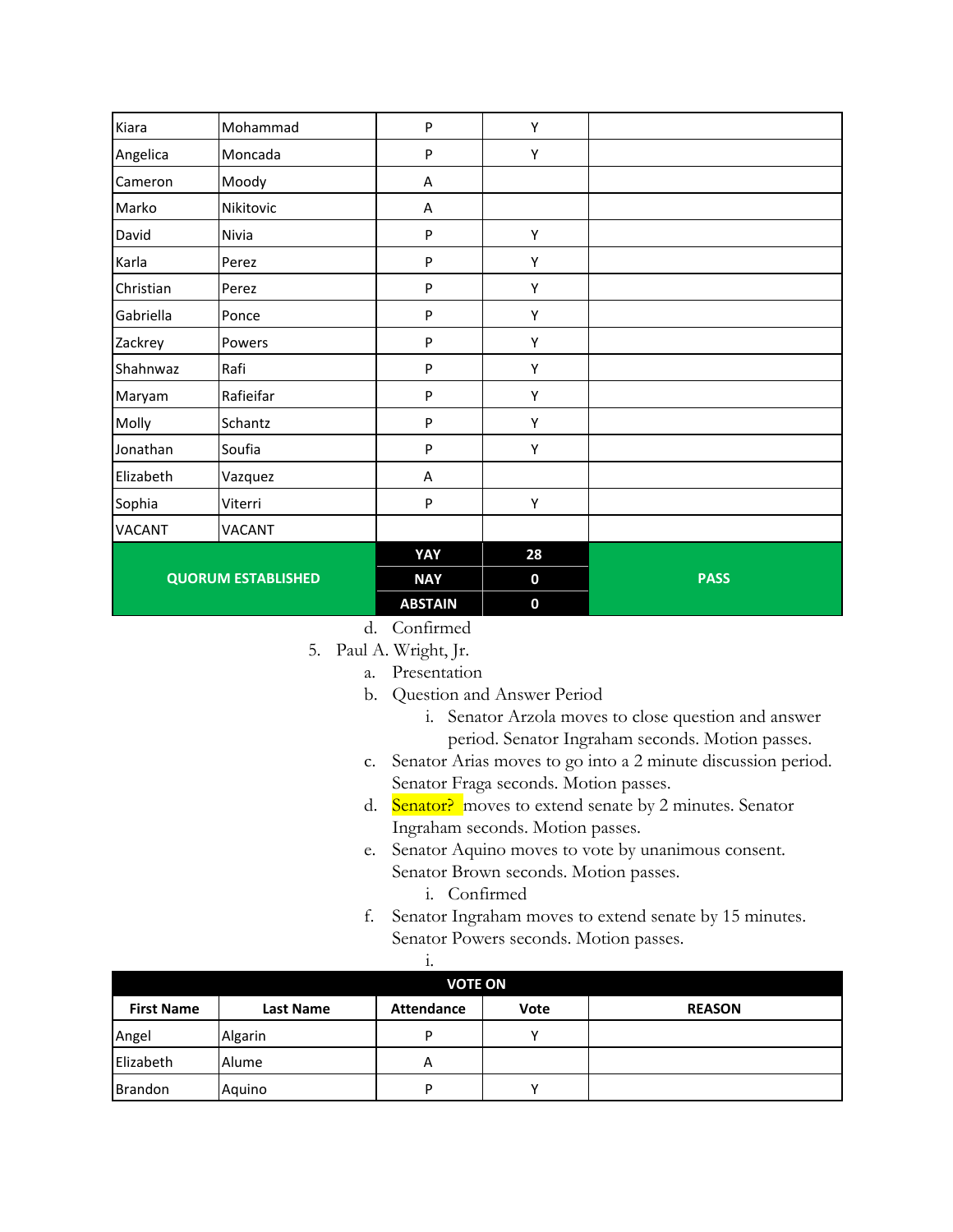| Kiara | Mohammad | P | Y | |
|---|---|---|---|---|
| Angelica | Moncada | P | Y | |
| Cameron | Moody | A | | |
| Marko | Nikitovic | A | | |
| David | Nivia | P | Y | |
| Karla | Perez | P | Y | |
| Christian | Perez | P | Y | |
| Gabriella | Ponce | P | Y | |
| Zackrey | Powers | P | Y | |
| Shahnwaz | Rafi | P | Y | |
| Maryam | Rafieifar | P | Y | |
| Molly | Schantz | P | Y | |
| Jonathan | Soufia | P | Y | |
| Elizabeth | Vazquez | A | | |
| Sophia | Viterri | P | Y | |
| VACANT | VACANT | | | |
| **QUORUM ESTABLISHED** | | **YAY** | **28** | **PASS** |
| | | **NAY** | **0** | |
| | | **ABSTAIN** | **0** | |

d. Confirmed

5. Paul A. Wright, Jr.
   a. Presentation
   b. Question and Answer Period
      i. Senator Arzola moves to close question and answer period. Senator Ingraham seconds. Motion passes.
   c. Senator Arias moves to go into a 2 minute discussion period. Senator Fraga seconds. Motion passes.
   d. Senator? moves to extend senate by 2 minutes. Senator Ingraham seconds. Motion passes.
   e. Senator Aquino moves to vote by unanimous consent. Senator Brown seconds. Motion passes.
      i. Confirmed
   f. Senator Ingraham moves to extend senate by 15 minutes. Senator Powers seconds. Motion passes.
      i.

| VOTE ON | | | | |
|---|---|---|---|---|
| **First Name** | **Last Name** | **Attendance** | **Vote** | **REASON** |
| Angel | Algarin | P | Y | |
| Elizabeth | Alume | A | | |
| Brandon | Aquino | P | Y | |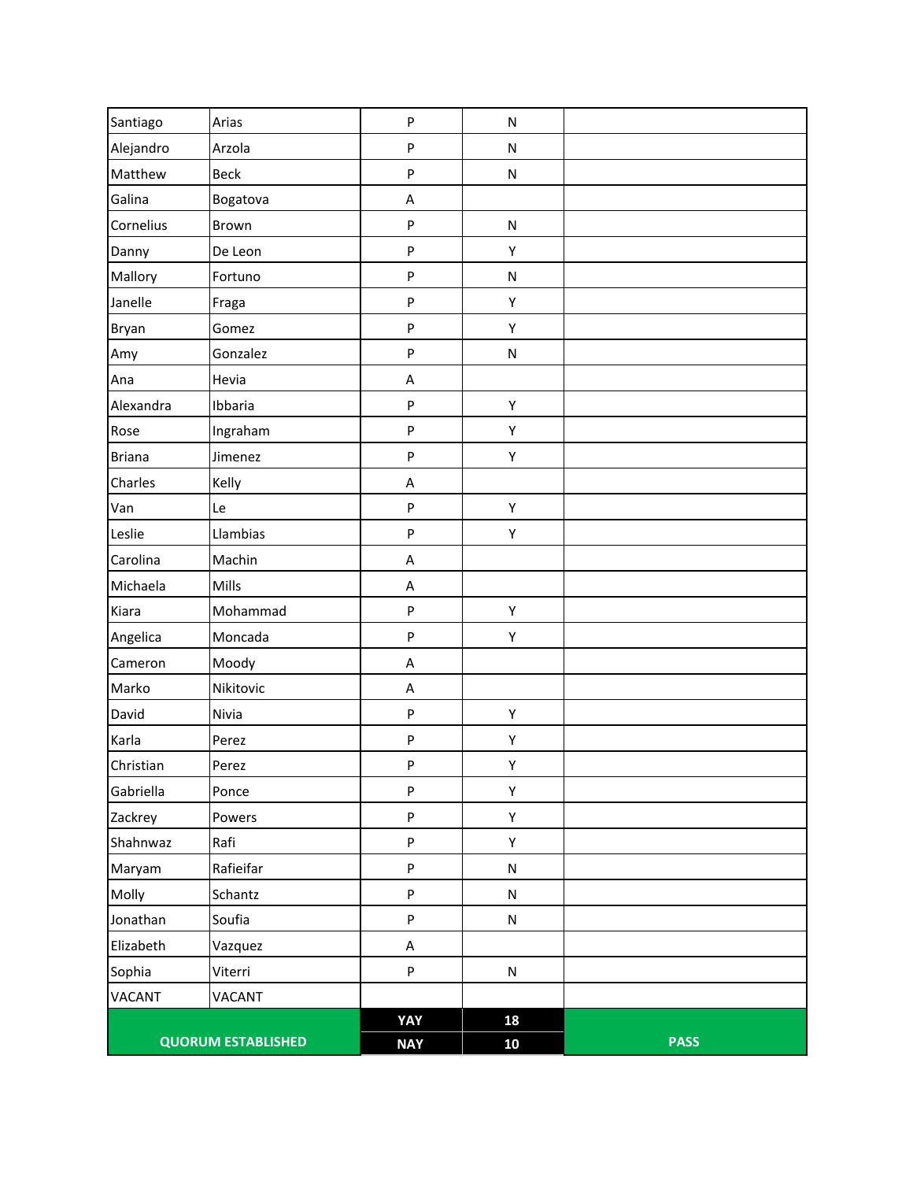| | | | | |
|---|---|---|---|---|
| Santiago | Arias | P | N | |
| Alejandro | Arzola | P | N | |
| Matthew | Beck | P | N | |
| Galina | Bogatova | A | | |
| Cornelius | Brown | P | N | |
| Danny | De Leon | P | Y | |
| Mallory | Fortuno | P | N | |
| Janelle | Fraga | P | Y | |
| Bryan | Gomez | P | Y | |
| Amy | Gonzalez | P | N | |
| Ana | Hevia | A | | |
| Alexandra | Ibbaria | P | Y | |
| Rose | Ingraham | P | Y | |
| Briana | Jimenez | P | Y | |
| Charles | Kelly | A | | |
| Van | Le | P | Y | |
| Leslie | Llambias | P | Y | |
| Carolina | Machin | A | | |
| Michaela | Mills | A | | |
| Kiara | Mohammad | P | Y | |
| Angelica | Moncada | P | Y | |
| Cameron | Moody | A | | |
| Marko | Nikitovic | A | | |
| David | Nivia | P | Y | |
| Karla | Perez | P | Y | |
| Christian | Perez | P | Y | |
| Gabriella | Ponce | P | Y | |
| Zackrey | Powers | P | Y | |
| Shahnwaz | Rafi | P | Y | |
| Maryam | Rafieifar | P | N | |
| Molly | Schantz | P | N | |
| Jonathan | Soufia | P | N | |
| Elizabeth | Vazquez | A | | |
| Sophia | Viterri | P | N | |
| VACANT | VACANT | | | |
| **QUORUM ESTABLISHED** | | **YAY** | **18** | **PASS** |
| | | **NAY** | **10** | |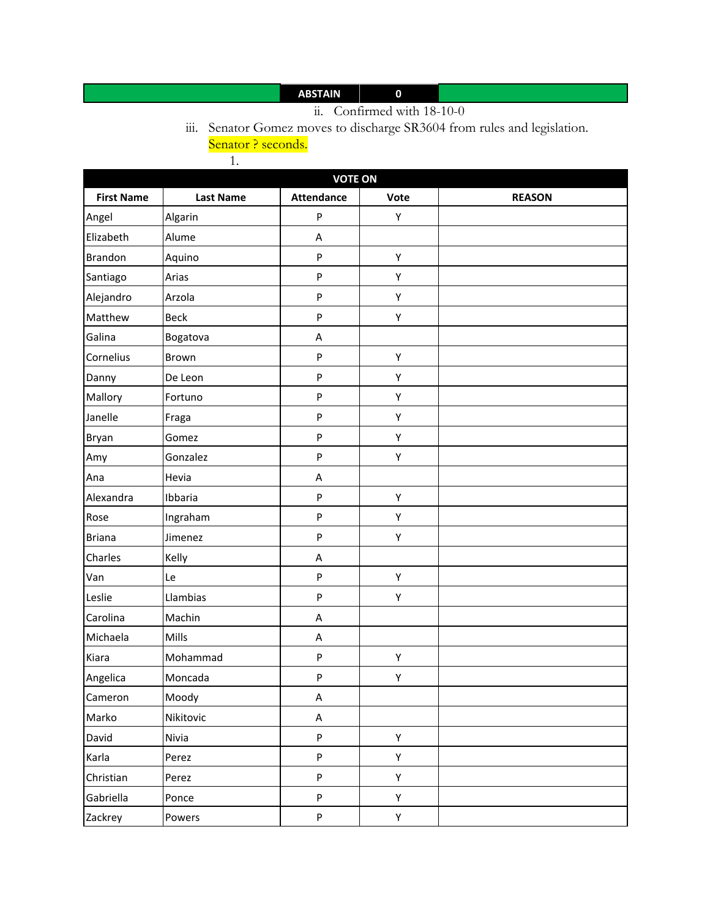| | ABSTAIN | 0 | |
|---|---|---|---|

ii. Confirmed with 18-10-0

iii. Senator Gomez moves to discharge SR3604 from rules and legislation. Senator ? seconds.

1.

| VOTE ON | | | | |
|---|---|---|---|---|
| First Name | Last Name | Attendance | Vote | REASON |
| Angel | Algarin | P | Y | |
| Elizabeth | Alume | A | | |
| Brandon | Aquino | P | Y | |
| Santiago | Arias | P | Y | |
| Alejandro | Arzola | P | Y | |
| Matthew | Beck | P | Y | |
| Galina | Bogatova | A | | |
| Cornelius | Brown | P | Y | |
| Danny | De Leon | P | Y | |
| Mallory | Fortuno | P | Y | |
| Janelle | Fraga | P | Y | |
| Bryan | Gomez | P | Y | |
| Amy | Gonzalez | P | Y | |
| Ana | Hevia | A | | |
| Alexandra | Ibbaria | P | Y | |
| Rose | Ingraham | P | Y | |
| Briana | Jimenez | P | Y | |
| Charles | Kelly | A | | |
| Van | Le | P | Y | |
| Leslie | Llambias | P | Y | |
| Carolina | Machin | A | | |
| Michaela | Mills | A | | |
| Kiara | Mohammad | P | Y | |
| Angelica | Moncada | P | Y | |
| Cameron | Moody | A | | |
| Marko | Nikitovic | A | | |
| David | Nivia | P | Y | |
| Karla | Perez | P | Y | |
| Christian | Perez | P | Y | |
| Gabriella | Ponce | P | Y | |
| Zackrey | Powers | P | Y | |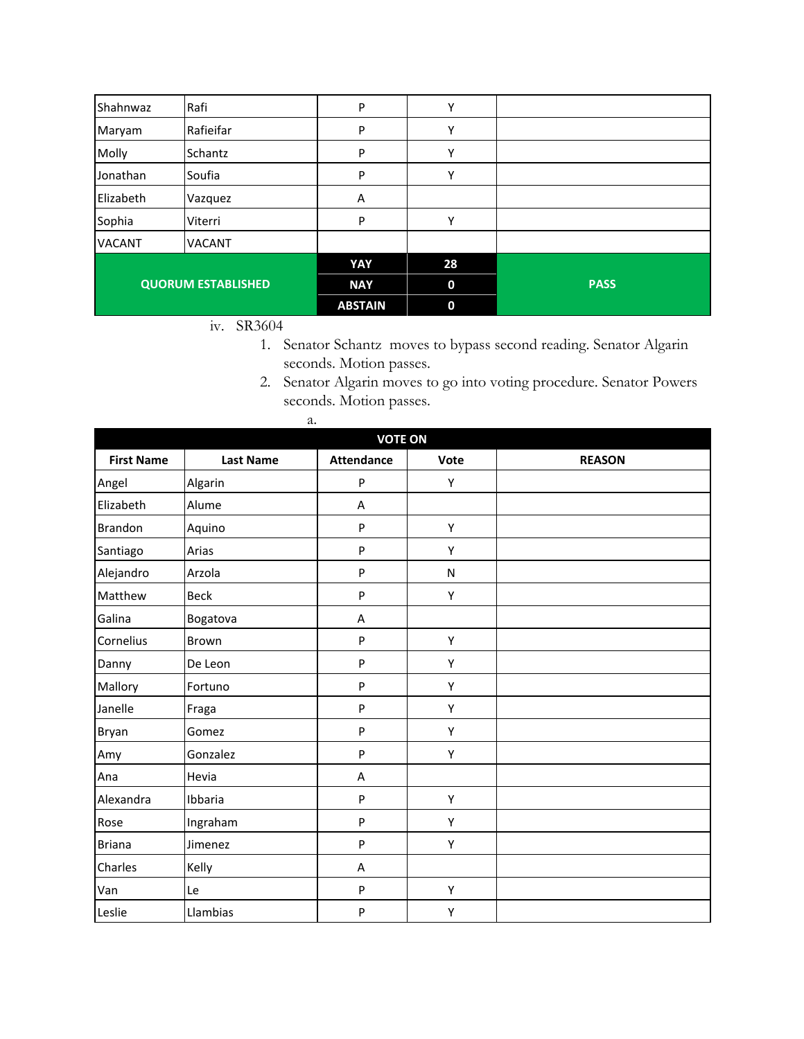| | | | | |
|---|---|---|---|---|
| Shahnwaz | Rafi | P | Y | |
| Maryam | Rafieifar | P | Y | |
| Molly | Schantz | P | Y | |
| Jonathan | Soufia | P | Y | |
| Elizabeth | Vazquez | A | | |
| Sophia | Viterri | P | Y | |
| VACANT | VACANT | | | |
| **QUORUM ESTABLISHED** | | **YAY** | **28** | **PASS** |
| | | **NAY** | **0** | |
| | | **ABSTAIN** | **0** | |

iv. SR3604

1. Senator Schantz moves to bypass second reading. Senator Algarin seconds. Motion passes.
2. Senator Algarin moves to go into voting procedure. Senator Powers seconds. Motion passes.
   a.

| **VOTE ON** | | | | |
|---|---|---|---|---|
| **First Name** | **Last Name** | **Attendance** | **Vote** | **REASON** |
| Angel | Algarin | P | Y | |
| Elizabeth | Alume | A | | |
| Brandon | Aquino | P | Y | |
| Santiago | Arias | P | Y | |
| Alejandro | Arzola | P | N | |
| Matthew | Beck | P | Y | |
| Galina | Bogatova | A | | |
| Cornelius | Brown | P | Y | |
| Danny | De Leon | P | Y | |
| Mallory | Fortuno | P | Y | |
| Janelle | Fraga | P | Y | |
| Bryan | Gomez | P | Y | |
| Amy | Gonzalez | P | Y | |
| Ana | Hevia | A | | |
| Alexandra | Ibbaria | P | Y | |
| Rose | Ingraham | P | Y | |
| Briana | Jimenez | P | Y | |
| Charles | Kelly | A | | |
| Van | Le | P | Y | |
| Leslie | Llambias | P | Y | |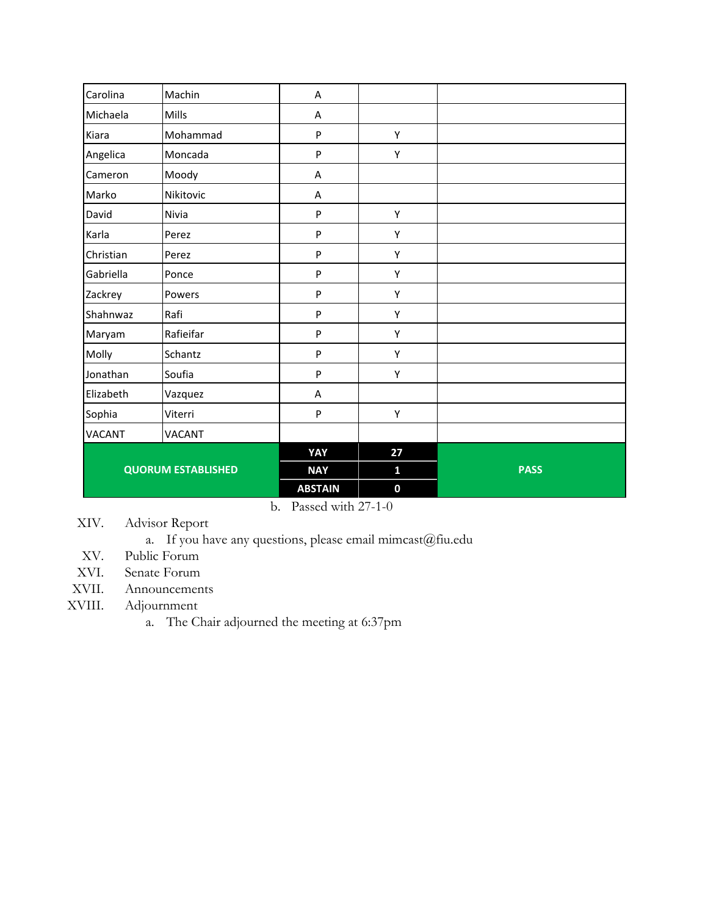| | | | | |
|---|---|---|---|---|
| Carolina | Machin | A | | |
| Michaela | Mills | A | | |
| Kiara | Mohammad | P | Y | |
| Angelica | Moncada | P | Y | |
| Cameron | Moody | A | | |
| Marko | Nikitovic | A | | |
| David | Nivia | P | Y | |
| Karla | Perez | P | Y | |
| Christian | Perez | P | Y | |
| Gabriella | Ponce | P | Y | |
| Zackrey | Powers | P | Y | |
| Shahnwaz | Rafi | P | Y | |
| Maryam | Rafieifar | P | Y | |
| Molly | Schantz | P | Y | |
| Jonathan | Soufia | P | Y | |
| Elizabeth | Vazquez | A | | |
| Sophia | Viterri | P | Y | |
| VACANT | VACANT | | | |
| **QUORUM ESTABLISHED** | | **YAY** | **27** | **PASS** |
| | | **NAY** | **1** | |
| | | **ABSTAIN** | **0** | |

b. Passed with 27-1-0

XIV. Advisor Report
  a. If you have any questions, please email mimcast@fiu.edu

XV. Public Forum

XVI. Senate Forum

XVII. Announcements

XVIII. Adjournment
  a. The Chair adjourned the meeting at 6:37pm